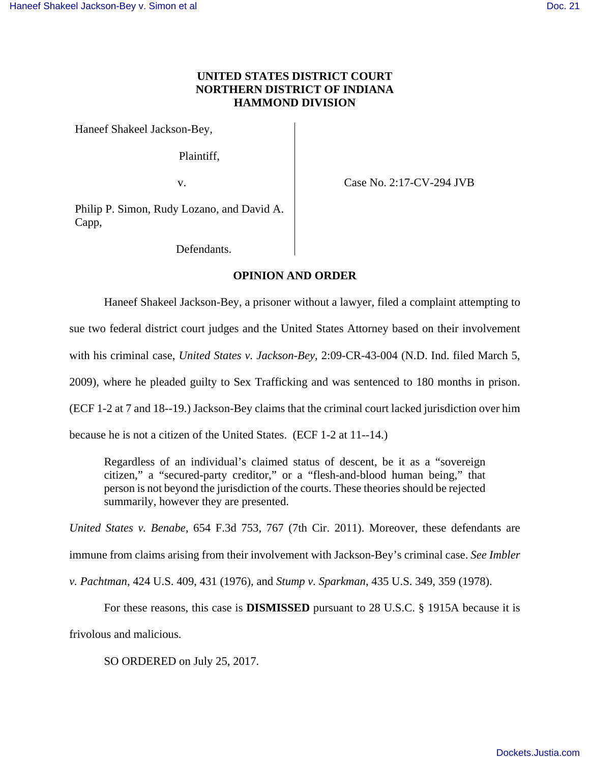**UNITED STATES DISTRICT COURT**
**NORTHERN DISTRICT OF INDIANA**
**HAMMOND DIVISION**

| | |
|---|---|
| Haneef Shakeel Jackson-Bey,<br><br>Plaintiff,<br><br>v.<br><br>Philip P. Simon, Rudy Lozano, and David A. Capp,<br><br>Defendants. | Case No. 2:17-CV-294 JVB |

**OPINION AND ORDER**

Haneef Shakeel Jackson-Bey, a prisoner without a lawyer, filed a complaint attempting to sue two federal district court judges and the United States Attorney based on their involvement with his criminal case, *United States v. Jackson-Bey*, 2:09-CR-43-004 (N.D. Ind. filed March 5, 2009), where he pleaded guilty to Sex Trafficking and was sentenced to 180 months in prison. (ECF 1-2 at 7 and 18--19.) Jackson-Bey claims that the criminal court lacked jurisdiction over him because he is not a citizen of the United States. (ECF 1-2 at 11--14.)

> Regardless of an individual's claimed status of descent, be it as a "sovereign citizen," a "secured-party creditor," or a "flesh-and-blood human being," that person is not beyond the jurisdiction of the courts. These theories should be rejected summarily, however they are presented.

*United States v. Benabe*, 654 F.3d 753, 767 (7th Cir. 2011). Moreover, these defendants are immune from claims arising from their involvement with Jackson-Bey's criminal case. *See Imbler v. Pachtman*, 424 U.S. 409, 431 (1976), and *Stump v. Sparkman*, 435 U.S. 349, 359 (1978).

For these reasons, this case is **DISMISSED** pursuant to 28 U.S.C. § 1915A because it is frivolous and malicious.

SO ORDERED on July 25, 2017.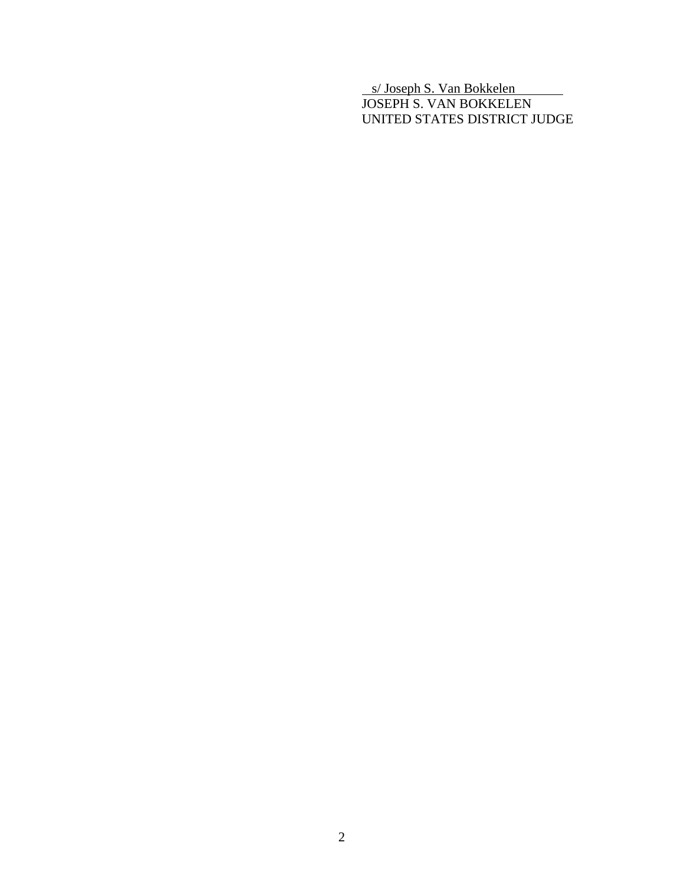s/ Joseph S. Van Bokkelen
JOSEPH S. VAN BOKKELEN
UNITED STATES DISTRICT JUDGE